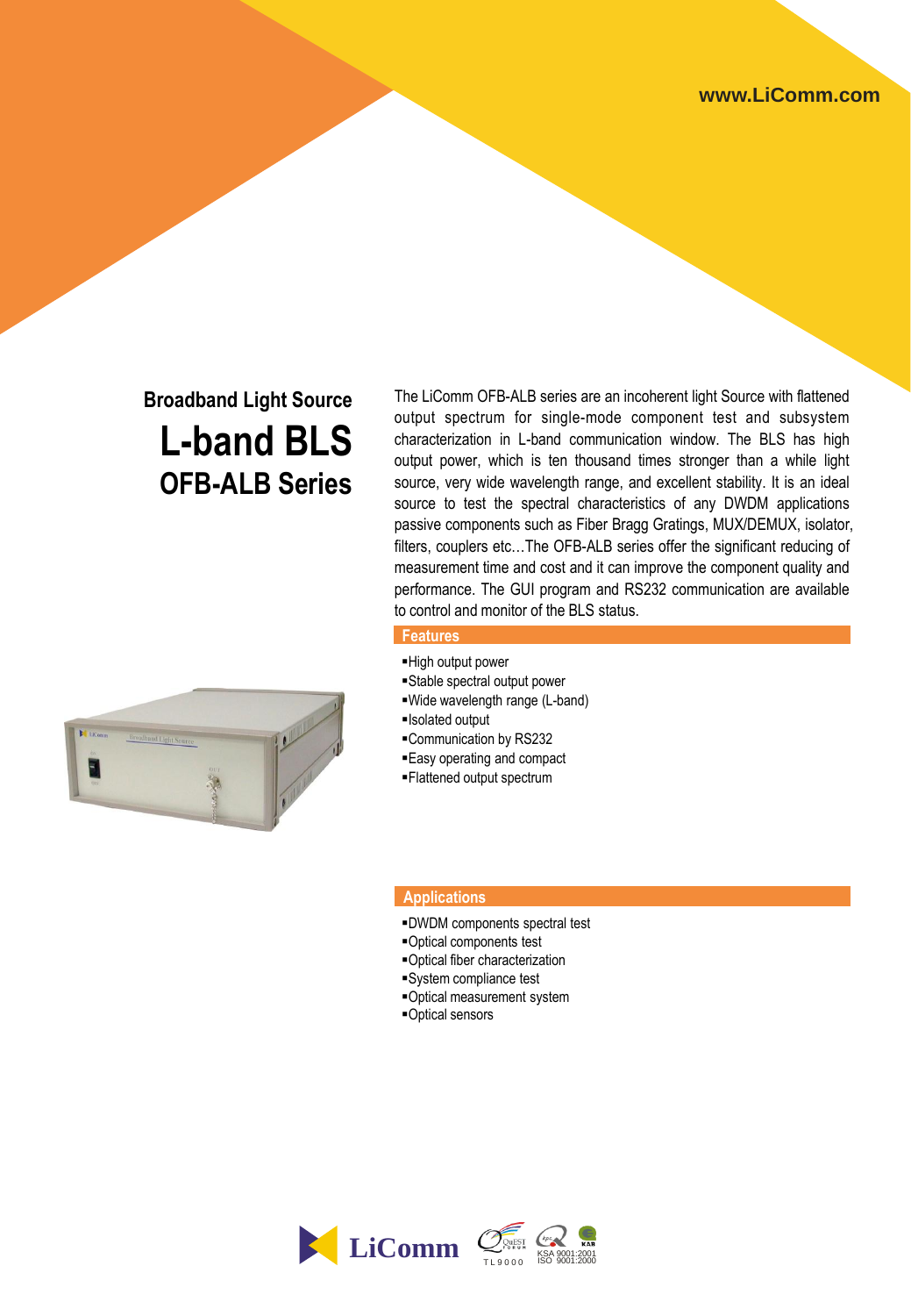www.LiComm.com

# Broadband Light Source

# L-band BLS

## OFB-ALB Series

The LiComm OFB-ALB series are an incoherent light Source with flattened output spectrum for single-mode component test and subsystem characterization in L-band communication window. The BLS has high output power, which is ten thousand times stronger than a while light source, very wide wavelength range, and excellent stability. It is an ideal source to test the spectral characteristics of any DWDM applications passive components such as Fiber Bragg Gratings, MUX/DEMUX, isolator, filters, couplers etc…The OFB-ALB series offer the significant reducing of measurement time and cost and it can improve the component quality and performance. The GUI program and RS232 communication are available to control and monitor of the BLS status.

### Features

- High output power
- Stable spectral output power
- Wide wavelength range (L-band)
- Isolated output
- Communication by RS232
- Easy operating and compact
- Flattened output spectrum

### Applications

- DWDM components spectral test
- Optical components test
- Optical fiber characterization
- System compliance test
- Optical measurement system
- Optical sensors

LiComm TL9000 KSA 9001:2001 ISO 9001:2000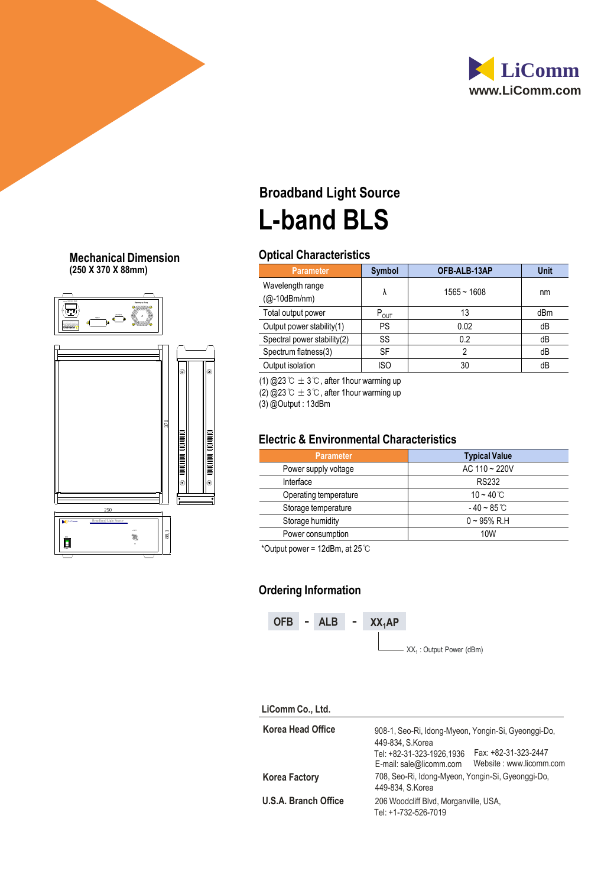LiComm
www.LiComm.com

## Broadband Light Source

# L-band BLS

### Mechanical Dimension
**(250 X 370 X 88mm)**

250
370
88.1

### Optical Characteristics

| Parameter | Symbol | OFB-ALB-13AP | Unit |
|---|---|---|---|
| Wavelength range (@-10dBm/nm) | λ | 1565 ~ 1608 | nm |
| Total output power | $P_{OUT}$ | 13 | dBm |
| Output power stability(1) | PS | 0.02 | dB |
| Spectral power stability(2) | SS | 0.2 | dB |
| Spectrum flatness(3) | SF | 2 | dB |
| Output isolation | ISO | 30 | dB |

(1) @23℃ ± 3℃, after 1hour warming up
(2) @23℃ ± 3℃, after 1hour warming up
(3) @Output : 13dBm

### Electric & Environmental Characteristics

| Parameter | Typical Value |
|---|---|
| Power supply voltage | AC 110 ~ 220V |
| Interface | RS232 |
| Operating temperature | 10 ~ 40℃ |
| Storage temperature | - 40 ~ 85℃ |
| Storage humidity | 0 ~ 95% R.H |
| Power consumption | 10W |

*Output power = 12dBm, at 25℃

### Ordering Information

OFB - ALB - $XX_1$AP

$XX_1$ : Output Power (dBm)

**LiComm Co., Ltd.**

**Korea Head Office**
908-1, Seo-Ri, Idong-Myeon, Yongin-Si, Gyeonggi-Do, 449-834, S.Korea
Tel: +82-31-323-1926,1936 Fax: +82-31-323-2447
E-mail: sale@licomm.com Website : www.licomm.com

**Korea Factory**
708, Seo-Ri, Idong-Myeon, Yongin-Si, Gyeonggi-Do, 449-834, S.Korea

**U.S.A. Branch Office**
206 Woodcliff Blvd, Morganville, USA,
Tel: +1-732-526-7019